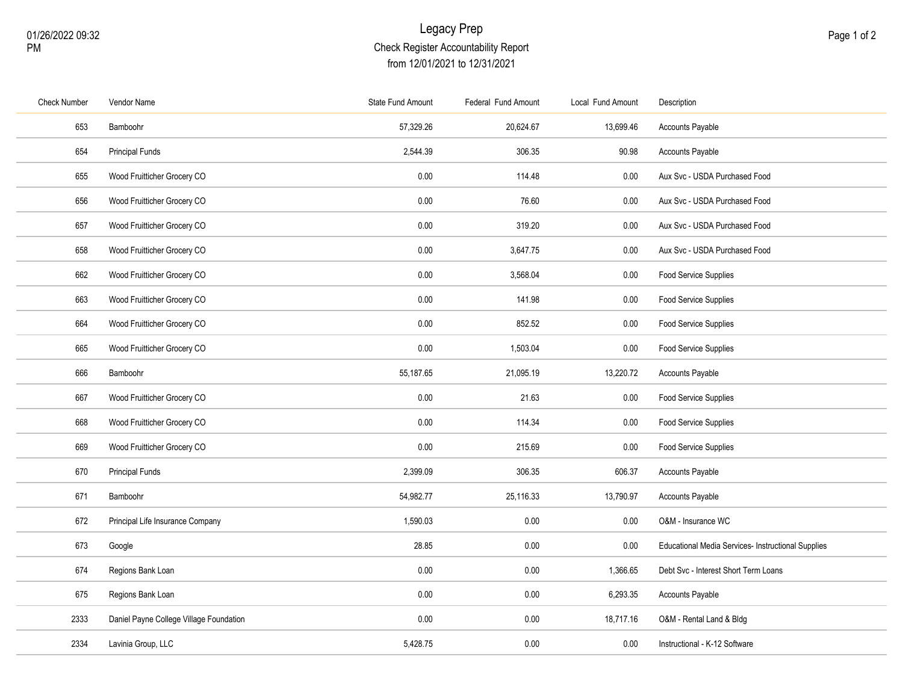# Legacy Prep

## Check Register Accountability Report

from 12/01/2021 to 12/31/2021

01/26/2022 09:32 PM

| Check Number | Vendor Name | State Fund Amount | Federal Fund Amount | Local Fund Amount | Description |
|---|---|---|---|---|---|
| 653 | Bamboohr | 57,329.26 | 20,624.67 | 13,699.46 | Accounts Payable |
| 654 | Principal Funds | 2,544.39 | 306.35 | 90.98 | Accounts Payable |
| 655 | Wood Fruitticher Grocery CO | 0.00 | 114.48 | 0.00 | Aux Svc - USDA Purchased Food |
| 656 | Wood Fruitticher Grocery CO | 0.00 | 76.60 | 0.00 | Aux Svc - USDA Purchased Food |
| 657 | Wood Fruitticher Grocery CO | 0.00 | 319.20 | 0.00 | Aux Svc - USDA Purchased Food |
| 658 | Wood Fruitticher Grocery CO | 0.00 | 3,647.75 | 0.00 | Aux Svc - USDA Purchased Food |
| 662 | Wood Fruitticher Grocery CO | 0.00 | 3,568.04 | 0.00 | Food Service Supplies |
| 663 | Wood Fruitticher Grocery CO | 0.00 | 141.98 | 0.00 | Food Service Supplies |
| 664 | Wood Fruitticher Grocery CO | 0.00 | 852.52 | 0.00 | Food Service Supplies |
| 665 | Wood Fruitticher Grocery CO | 0.00 | 1,503.04 | 0.00 | Food Service Supplies |
| 666 | Bamboohr | 55,187.65 | 21,095.19 | 13,220.72 | Accounts Payable |
| 667 | Wood Fruitticher Grocery CO | 0.00 | 21.63 | 0.00 | Food Service Supplies |
| 668 | Wood Fruitticher Grocery CO | 0.00 | 114.34 | 0.00 | Food Service Supplies |
| 669 | Wood Fruitticher Grocery CO | 0.00 | 215.69 | 0.00 | Food Service Supplies |
| 670 | Principal Funds | 2,399.09 | 306.35 | 606.37 | Accounts Payable |
| 671 | Bamboohr | 54,982.77 | 25,116.33 | 13,790.97 | Accounts Payable |
| 672 | Principal Life Insurance Company | 1,590.03 | 0.00 | 0.00 | O&M - Insurance WC |
| 673 | Google | 28.85 | 0.00 | 0.00 | Educational Media Services- Instructional Supplies |
| 674 | Regions Bank Loan | 0.00 | 0.00 | 1,366.65 | Debt Svc - Interest Short Term Loans |
| 675 | Regions Bank Loan | 0.00 | 0.00 | 6,293.35 | Accounts Payable |
| 2333 | Daniel Payne College Village Foundation | 0.00 | 0.00 | 18,717.16 | O&M - Rental Land & Bldg |
| 2334 | Lavinia Group, LLC | 5,428.75 | 0.00 | 0.00 | Instructional - K-12 Software |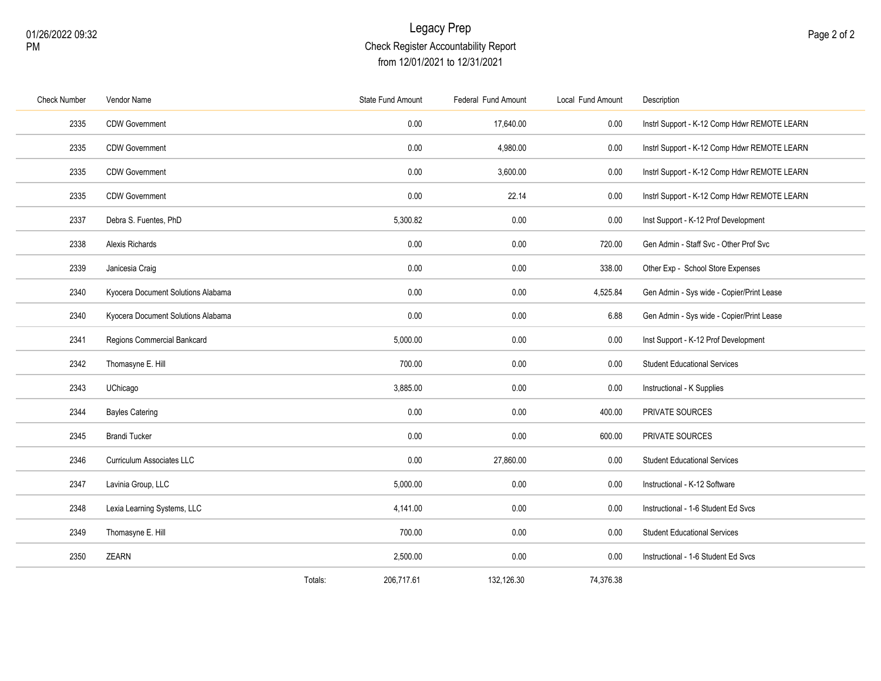# Legacy Prep

## Check Register Accountability Report

from 12/01/2021 to 12/31/2021

| Check Number | Vendor Name | State Fund Amount | Federal Fund Amount | Local Fund Amount | Description |
|---|---|---|---|---|---|
| 2335 | CDW Government | 0.00 | 17,640.00 | 0.00 | Instrl Support - K-12 Comp Hdwr REMOTE LEARN |
| 2335 | CDW Government | 0.00 | 4,980.00 | 0.00 | Instrl Support - K-12 Comp Hdwr REMOTE LEARN |
| 2335 | CDW Government | 0.00 | 3,600.00 | 0.00 | Instrl Support - K-12 Comp Hdwr REMOTE LEARN |
| 2335 | CDW Government | 0.00 | 22.14 | 0.00 | Instrl Support - K-12 Comp Hdwr REMOTE LEARN |
| 2337 | Debra S. Fuentes, PhD | 5,300.82 | 0.00 | 0.00 | Inst Support - K-12 Prof Development |
| 2338 | Alexis Richards | 0.00 | 0.00 | 720.00 | Gen Admin - Staff Svc - Other Prof Svc |
| 2339 | Janicesia Craig | 0.00 | 0.00 | 338.00 | Other Exp - School Store Expenses |
| 2340 | Kyocera Document Solutions Alabama | 0.00 | 0.00 | 4,525.84 | Gen Admin - Sys wide - Copier/Print Lease |
| 2340 | Kyocera Document Solutions Alabama | 0.00 | 0.00 | 6.88 | Gen Admin - Sys wide - Copier/Print Lease |
| 2341 | Regions Commercial Bankcard | 5,000.00 | 0.00 | 0.00 | Inst Support - K-12 Prof Development |
| 2342 | Thomasyne E. Hill | 700.00 | 0.00 | 0.00 | Student Educational Services |
| 2343 | UChicago | 3,885.00 | 0.00 | 0.00 | Instructional - K Supplies |
| 2344 | Bayles Catering | 0.00 | 0.00 | 400.00 | PRIVATE SOURCES |
| 2345 | Brandi Tucker | 0.00 | 0.00 | 600.00 | PRIVATE SOURCES |
| 2346 | Curriculum Associates LLC | 0.00 | 27,860.00 | 0.00 | Student Educational Services |
| 2347 | Lavinia Group, LLC | 5,000.00 | 0.00 | 0.00 | Instructional - K-12 Software |
| 2348 | Lexia Learning Systems, LLC | 4,141.00 | 0.00 | 0.00 | Instructional - 1-6 Student Ed Svcs |
| 2349 | Thomasyne E. Hill | 700.00 | 0.00 | 0.00 | Student Educational Services |
| 2350 | ZEARN | 2,500.00 | 0.00 | 0.00 | Instructional - 1-6 Student Ed Svcs |
| | Totals: | 206,717.61 | 132,126.30 | 74,376.38 | |